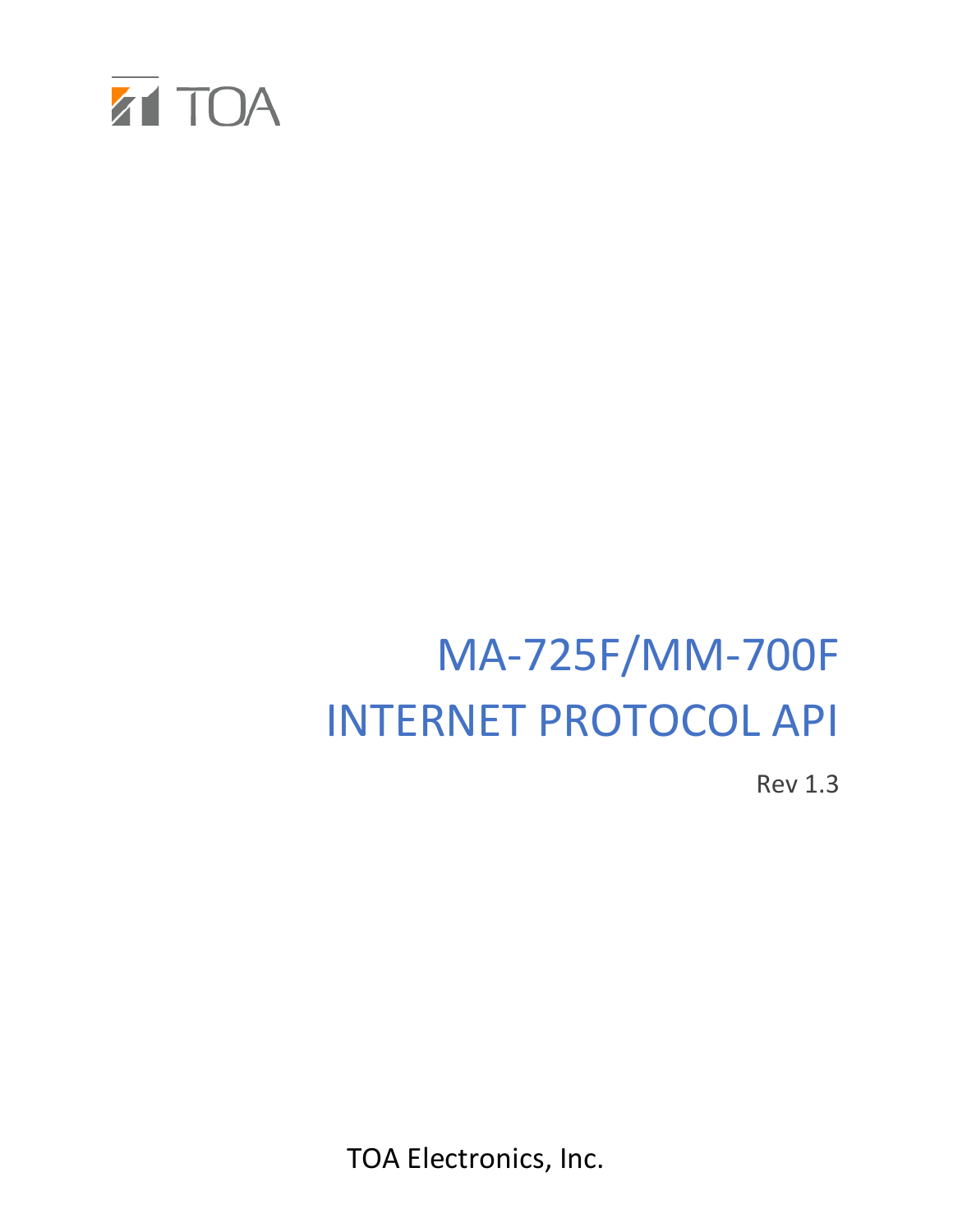TOA

# MA-725F/MM-700F
# INTERNET PROTOCOL API

Rev 1.3

TOA Electronics, Inc.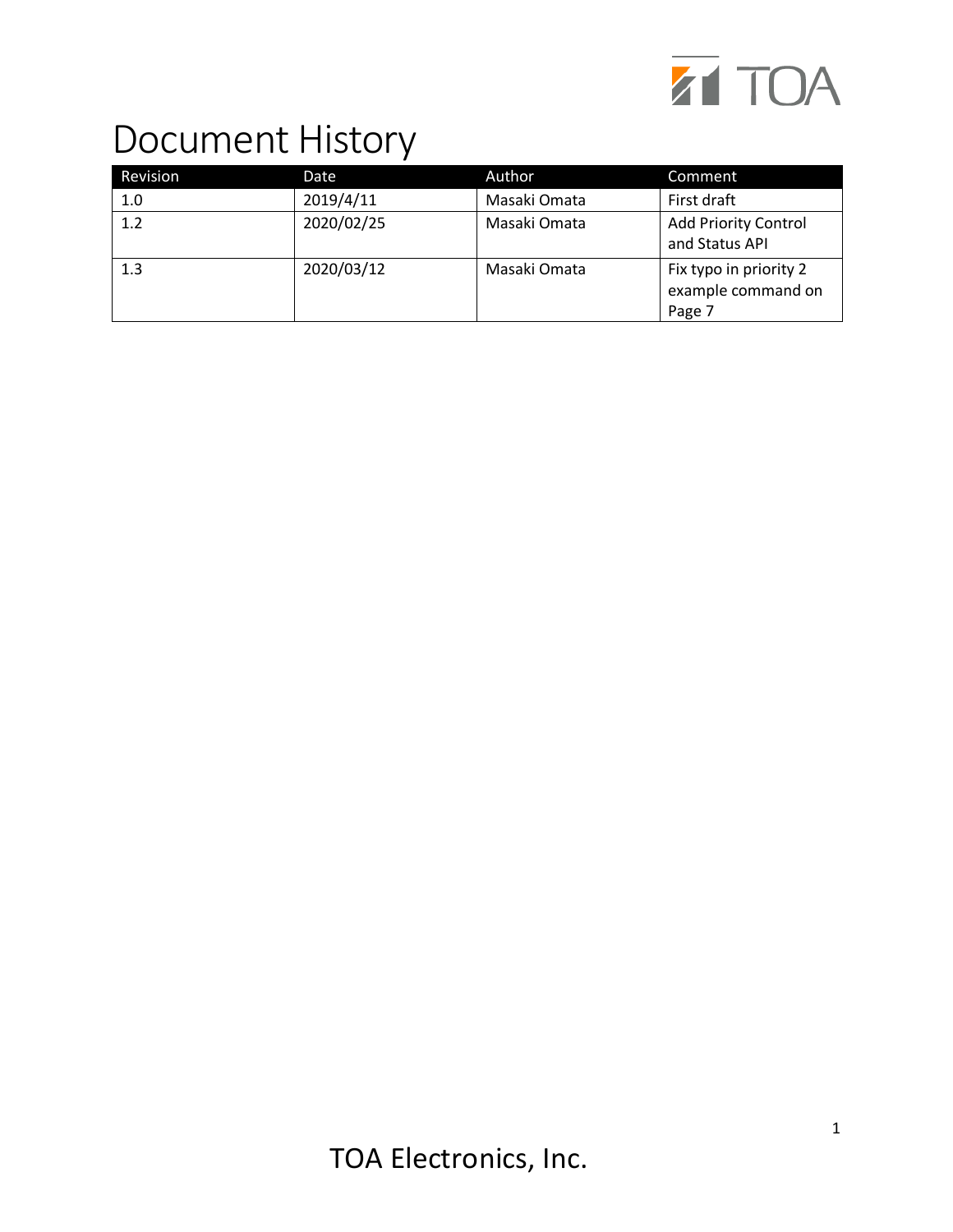# Document History

| Revision | Date | Author | Comment |
|---|---|---|---|
| 1.0 | 2019/4/11 | Masaki Omata | First draft |
| 1.2 | 2020/02/25 | Masaki Omata | Add Priority Control and Status API |
| 1.3 | 2020/03/12 | Masaki Omata | Fix typo in priority 2 example command on Page 7 |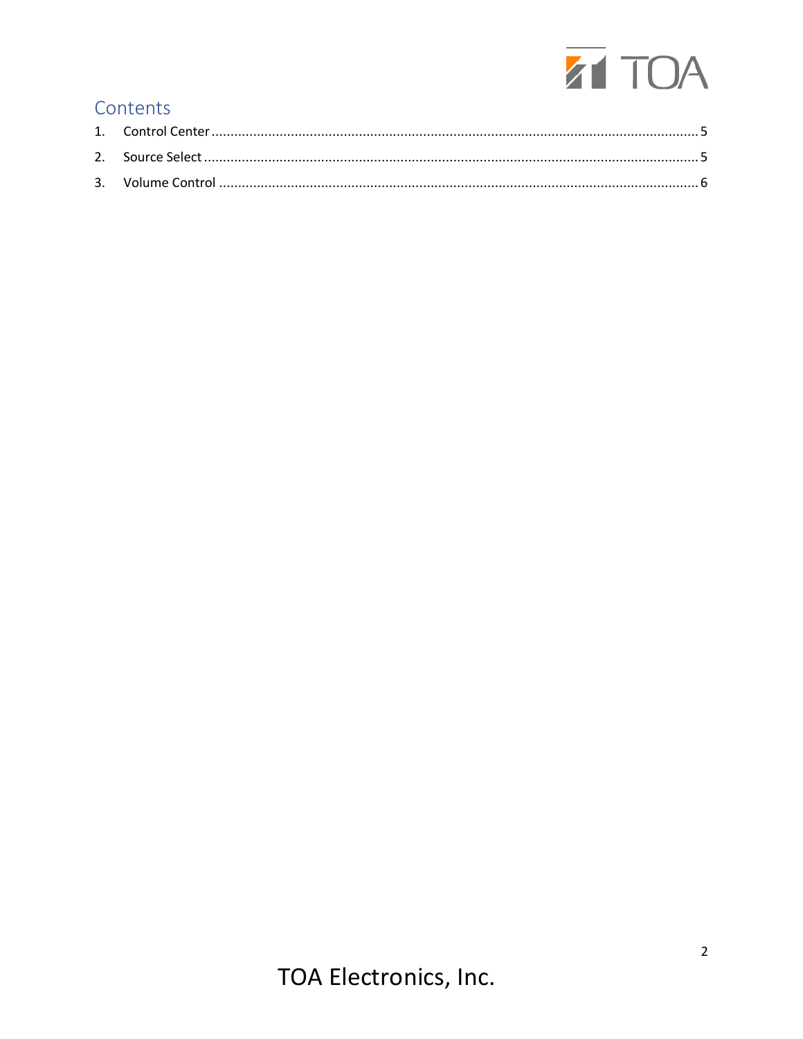# Contents

1. Control Center ........................................................................................................................ 5
2. Source Select ........................................................................................................................... 5
3. Volume Control ........................................................................................................................ 6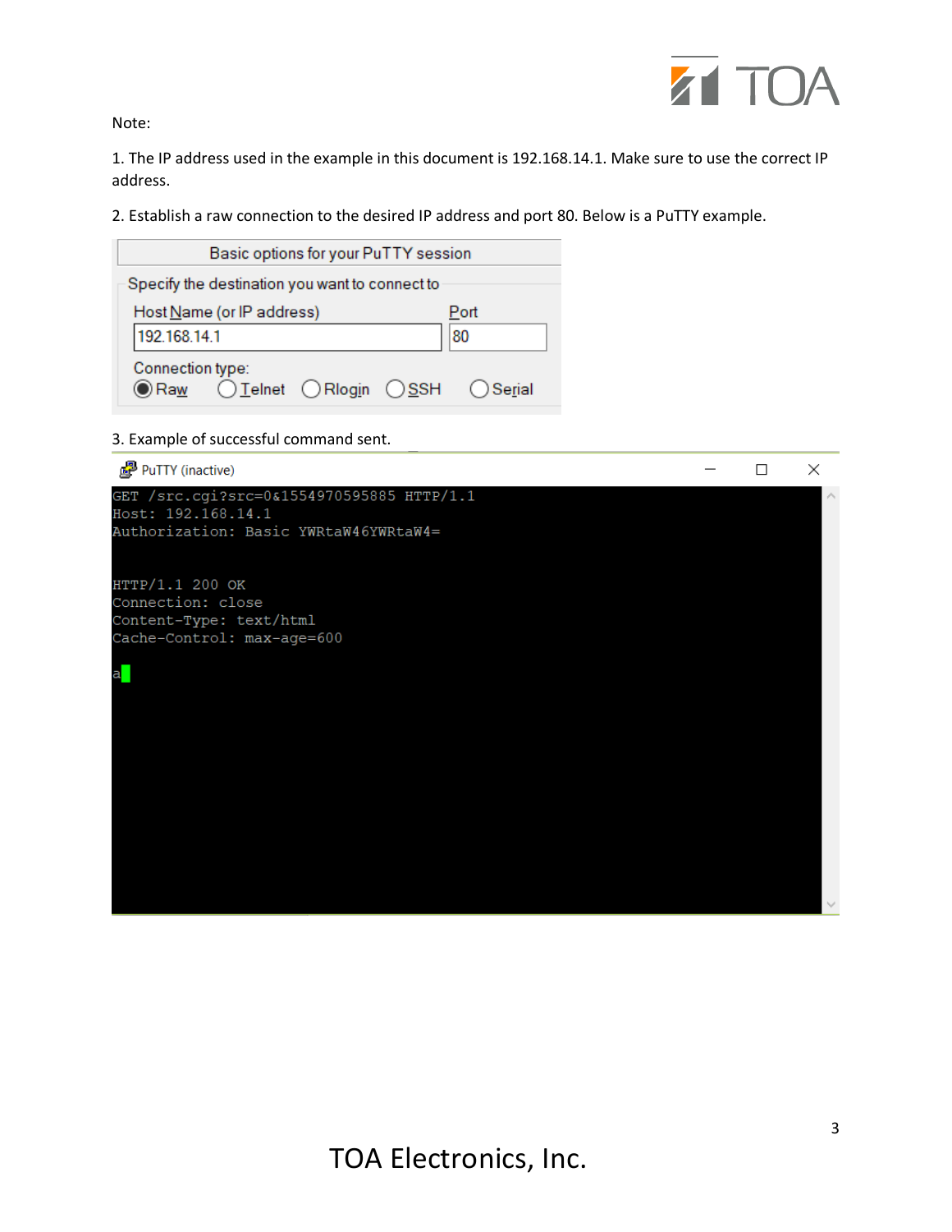Note:

1. The IP address used in the example in this document is 192.168.14.1. Make sure to use the correct IP address.

2. Establish a raw connection to the desired IP address and port 80. Below is a PuTTY example.

Basic options for your PuTTY session

Specify the destination you want to connect to

Host Name (or IP address): 192.168.14.1

Port: 80

Connection type: (•) Raw ( ) Telnet ( ) Rlogin ( ) SSH ( ) Serial

3. Example of successful command sent.

PuTTY (inactive)

```
GET /src.cgi?src=0&1554970595885 HTTP/1.1
Host: 192.168.14.1
Authorization: Basic YWRtaW46YWRtaW4=


HTTP/1.1 200 OK
Connection: close
Content-Type: text/html
Cache-Control: max-age=600

a
```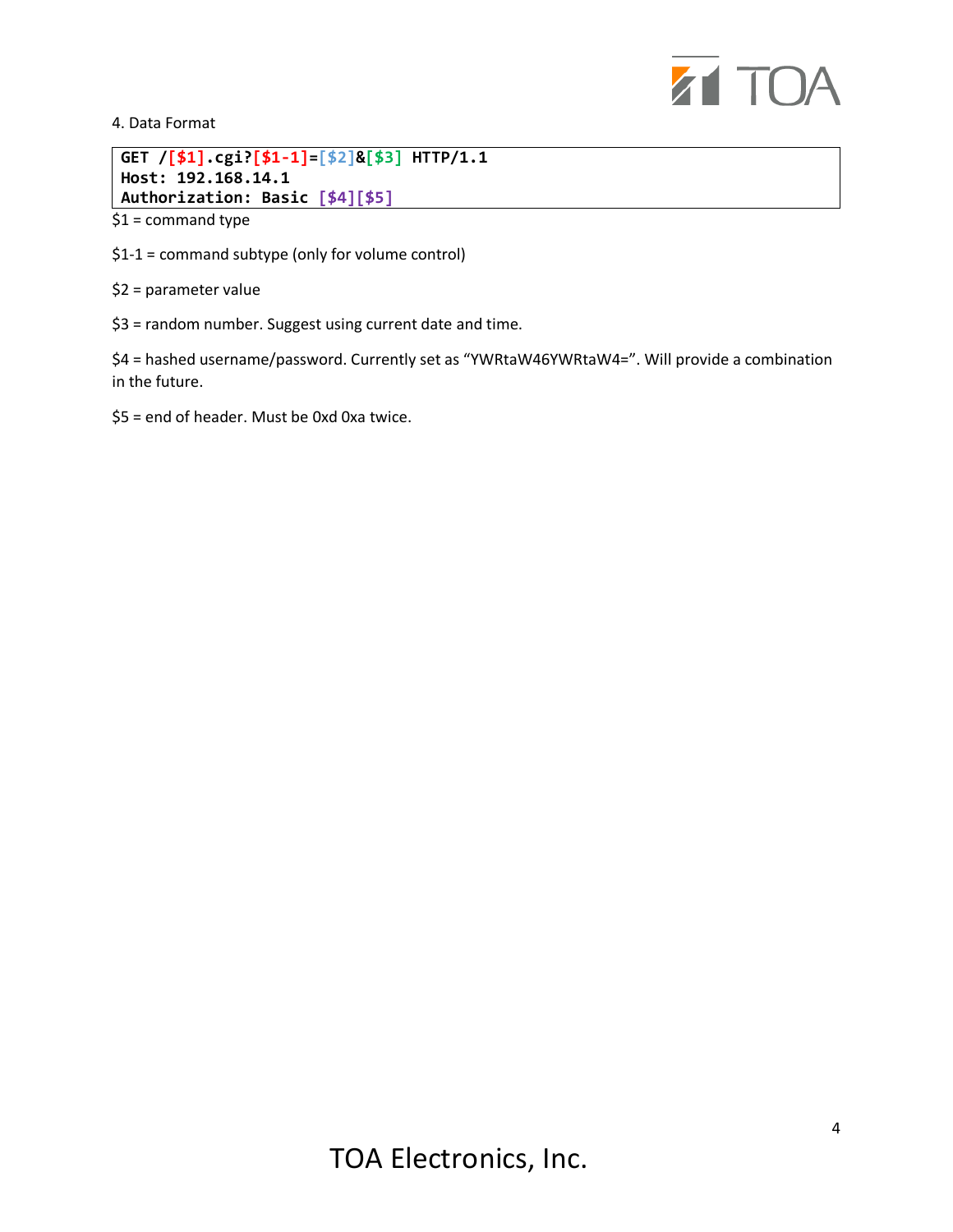4. Data Format

```
GET /[$1].cgi?[$1-1]=[$2]&[$3] HTTP/1.1
Host: 192.168.14.1
Authorization: Basic [$4][$5]
```

$1 = command type

$1-1 = command subtype (only for volume control)

$2 = parameter value

$3 = random number. Suggest using current date and time.

$4 = hashed username/password. Currently set as “YWRtaW46YWRtaW4=”. Will provide a combination in the future.

$5 = end of header. Must be 0xd 0xa twice.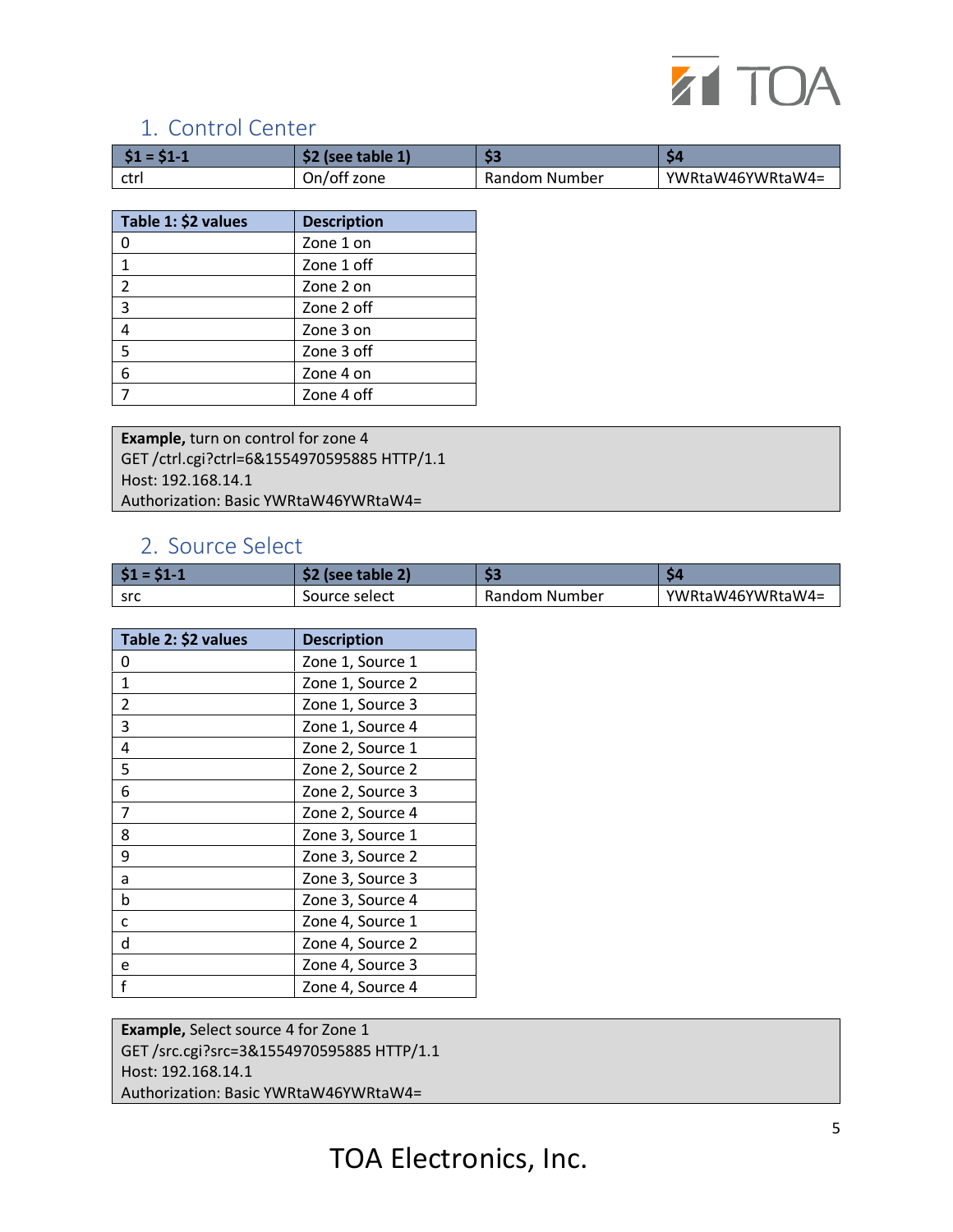## 1. Control Center

| $1 = $1-1 | $2 (see table 1) | $3 | $4 |
|---|---|---|---|
| ctrl | On/off zone | Random Number | YWRtaW46YWRtaW4= |

| Table 1: $2 values | Description |
|---|---|
| 0 | Zone 1 on |
| 1 | Zone 1 off |
| 2 | Zone 2 on |
| 3 | Zone 2 off |
| 4 | Zone 3 on |
| 5 | Zone 3 off |
| 6 | Zone 4 on |
| 7 | Zone 4 off |

**Example,** turn on control for zone 4

```
GET /ctrl.cgi?ctrl=6&1554970595885 HTTP/1.1
Host: 192.168.14.1
Authorization: Basic YWRtaW46YWRtaW4=
```

## 2. Source Select

| $1 = $1-1 | $2 (see table 2) | $3 | $4 |
|---|---|---|---|
| src | Source select | Random Number | YWRtaW46YWRtaW4= |

| Table 2: $2 values | Description |
|---|---|
| 0 | Zone 1, Source 1 |
| 1 | Zone 1, Source 2 |
| 2 | Zone 1, Source 3 |
| 3 | Zone 1, Source 4 |
| 4 | Zone 2, Source 1 |
| 5 | Zone 2, Source 2 |
| 6 | Zone 2, Source 3 |
| 7 | Zone 2, Source 4 |
| 8 | Zone 3, Source 1 |
| 9 | Zone 3, Source 2 |
| a | Zone 3, Source 3 |
| b | Zone 3, Source 4 |
| c | Zone 4, Source 1 |
| d | Zone 4, Source 2 |
| e | Zone 4, Source 3 |
| f | Zone 4, Source 4 |

**Example,** Select source 4 for Zone 1

```
GET /src.cgi?src=3&1554970595885 HTTP/1.1
Host: 192.168.14.1
Authorization: Basic YWRtaW46YWRtaW4=
```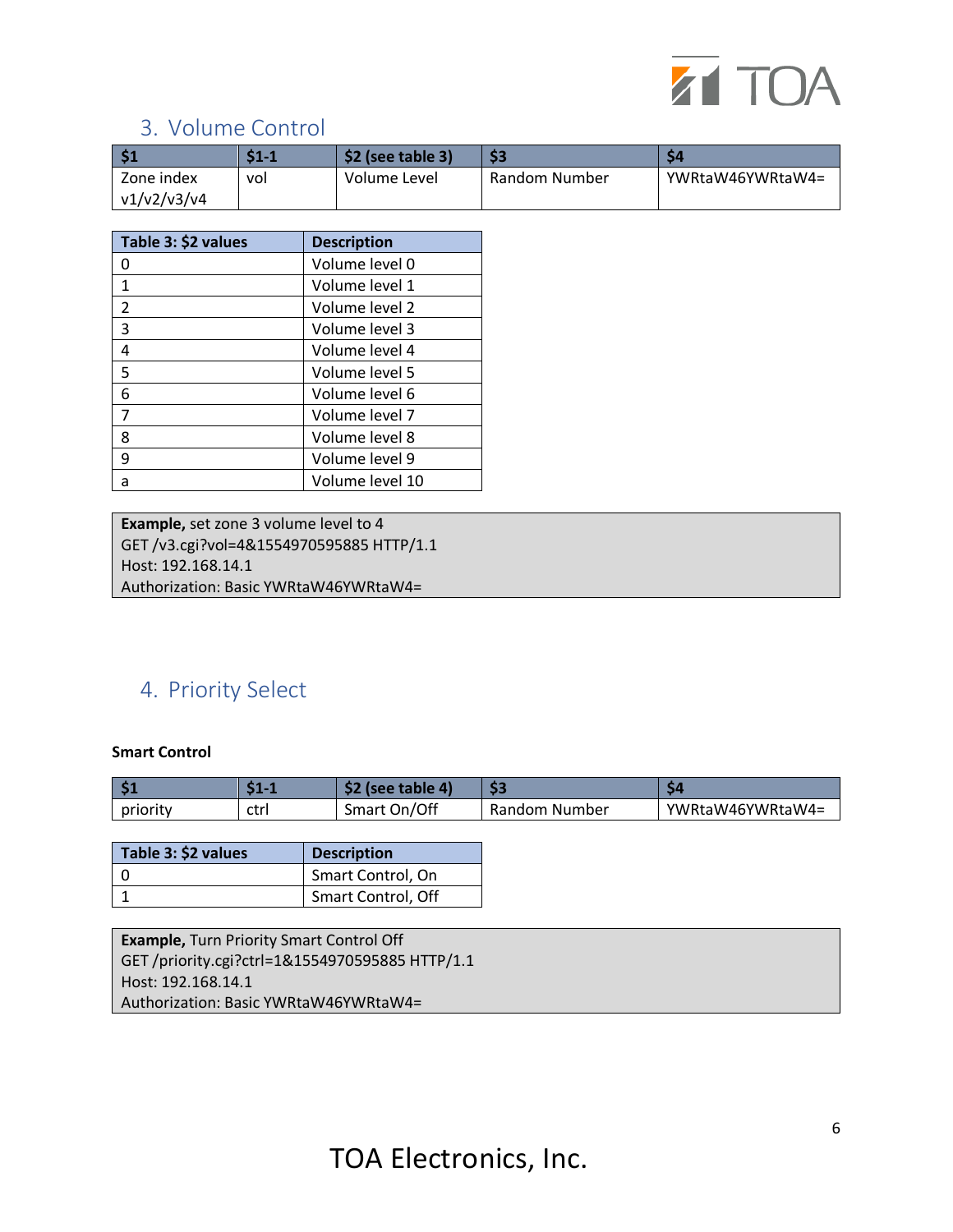## 3. Volume Control

| $1 | $1-1 | $2 (see table 3) | $3 | $4 |
|---|---|---|---|---|
| Zone index v1/v2/v3/v4 | vol | Volume Level | Random Number | YWRtaW46YWRtaW4= |

| Table 3: $2 values | Description |
|---|---|
| 0 | Volume level 0 |
| 1 | Volume level 1 |
| 2 | Volume level 2 |
| 3 | Volume level 3 |
| 4 | Volume level 4 |
| 5 | Volume level 5 |
| 6 | Volume level 6 |
| 7 | Volume level 7 |
| 8 | Volume level 8 |
| 9 | Volume level 9 |
| a | Volume level 10 |

```
Example, set zone 3 volume level to 4
GET /v3.cgi?vol=4&1554970595885 HTTP/1.1
Host: 192.168.14.1
Authorization: Basic YWRtaW46YWRtaW4=
```

## 4. Priority Select

**Smart Control**

| $1 | $1-1 | $2 (see table 4) | $3 | $4 |
|---|---|---|---|---|
| priority | ctrl | Smart On/Off | Random Number | YWRtaW46YWRtaW4= |

| Table 3: $2 values | Description |
|---|---|
| 0 | Smart Control, On |
| 1 | Smart Control, Off |

```
Example, Turn Priority Smart Control Off
GET /priority.cgi?ctrl=1&1554970595885 HTTP/1.1
Host: 192.168.14.1
Authorization: Basic YWRtaW46YWRtaW4=
```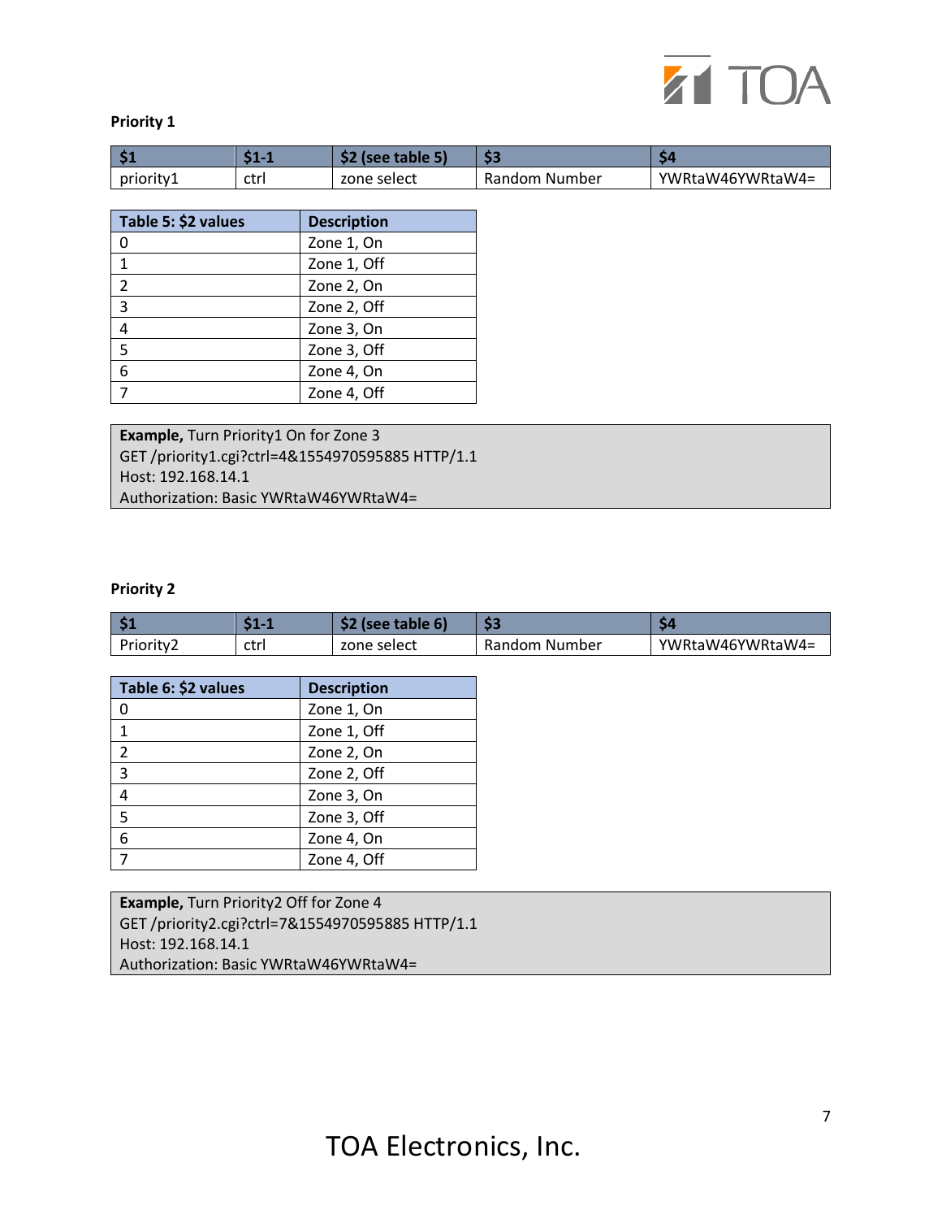**Priority 1**

| $1 | $1-1 | $2 (see table 5) | $3 | $4 |
|---|---|---|---|---|
| priority1 | ctrl | zone select | Random Number | YWRtaW46YWRtaW4= |

| Table 5: $2 values | Description |
|---|---|
| 0 | Zone 1, On |
| 1 | Zone 1, Off |
| 2 | Zone 2, On |
| 3 | Zone 2, Off |
| 4 | Zone 3, On |
| 5 | Zone 3, Off |
| 6 | Zone 4, On |
| 7 | Zone 4, Off |

**Example,** Turn Priority1 On for Zone 3

```
GET /priority1.cgi?ctrl=4&1554970595885 HTTP/1.1
Host: 192.168.14.1
Authorization: Basic YWRtaW46YWRtaW4=
```

**Priority 2**

| $1 | $1-1 | $2 (see table 6) | $3 | $4 |
|---|---|---|---|---|
| Priority2 | ctrl | zone select | Random Number | YWRtaW46YWRtaW4= |

| Table 6: $2 values | Description |
|---|---|
| 0 | Zone 1, On |
| 1 | Zone 1, Off |
| 2 | Zone 2, On |
| 3 | Zone 2, Off |
| 4 | Zone 3, On |
| 5 | Zone 3, Off |
| 6 | Zone 4, On |
| 7 | Zone 4, Off |

**Example,** Turn Priority2 Off for Zone 4

```
GET /priority2.cgi?ctrl=7&1554970595885 HTTP/1.1
Host: 192.168.14.1
Authorization: Basic YWRtaW46YWRtaW4=
```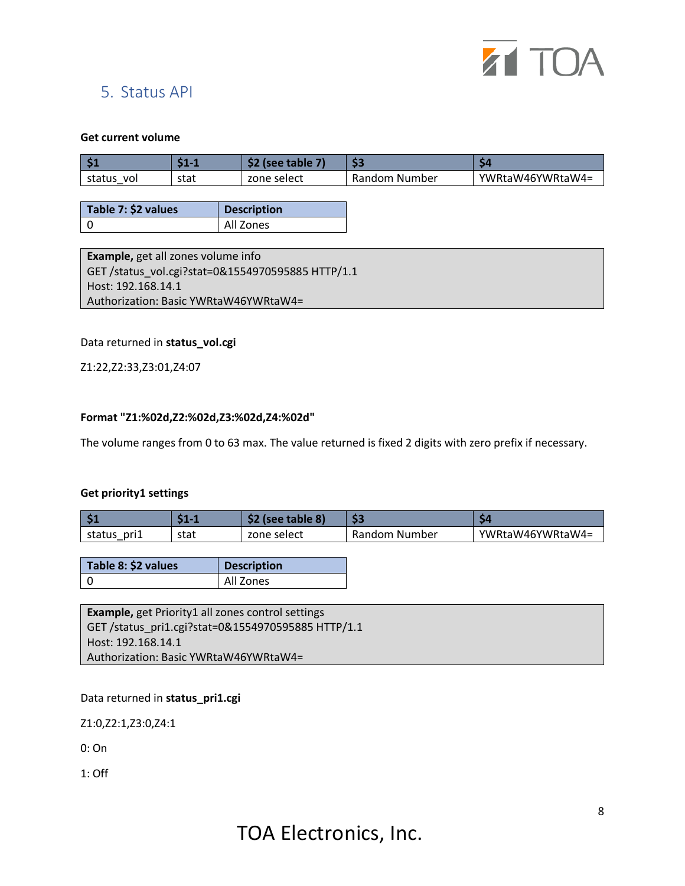## 5. Status API

**Get current volume**

| $1 | $1-1 | $2 (see table 7) | $3 | $4 |
|---|---|---|---|---|
| status_vol | stat | zone select | Random Number | YWRtaW46YWRtaW4= |

| Table 7: $2 values | Description |
|---|---|
| 0 | All Zones |

**Example,** get all zones volume info
GET /status_vol.cgi?stat=0&1554970595885 HTTP/1.1
Host: 192.168.14.1
Authorization: Basic YWRtaW46YWRtaW4=

Data returned in **status_vol.cgi**

Z1:22,Z2:33,Z3:01,Z4:07

**Format "Z1:%02d,Z2:%02d,Z3:%02d,Z4:%02d"**

The volume ranges from 0 to 63 max. The value returned is fixed 2 digits with zero prefix if necessary.

**Get priority1 settings**

| $1 | $1-1 | $2 (see table 8) | $3 | $4 |
|---|---|---|---|---|
| status_pri1 | stat | zone select | Random Number | YWRtaW46YWRtaW4= |

| Table 8: $2 values | Description |
|---|---|
| 0 | All Zones |

**Example,** get Priority1 all zones control settings
GET /status_pri1.cgi?stat=0&1554970595885 HTTP/1.1
Host: 192.168.14.1
Authorization: Basic YWRtaW46YWRtaW4=

Data returned in **status_pri1.cgi**

Z1:0,Z2:1,Z3:0,Z4:1

0: On

1: Off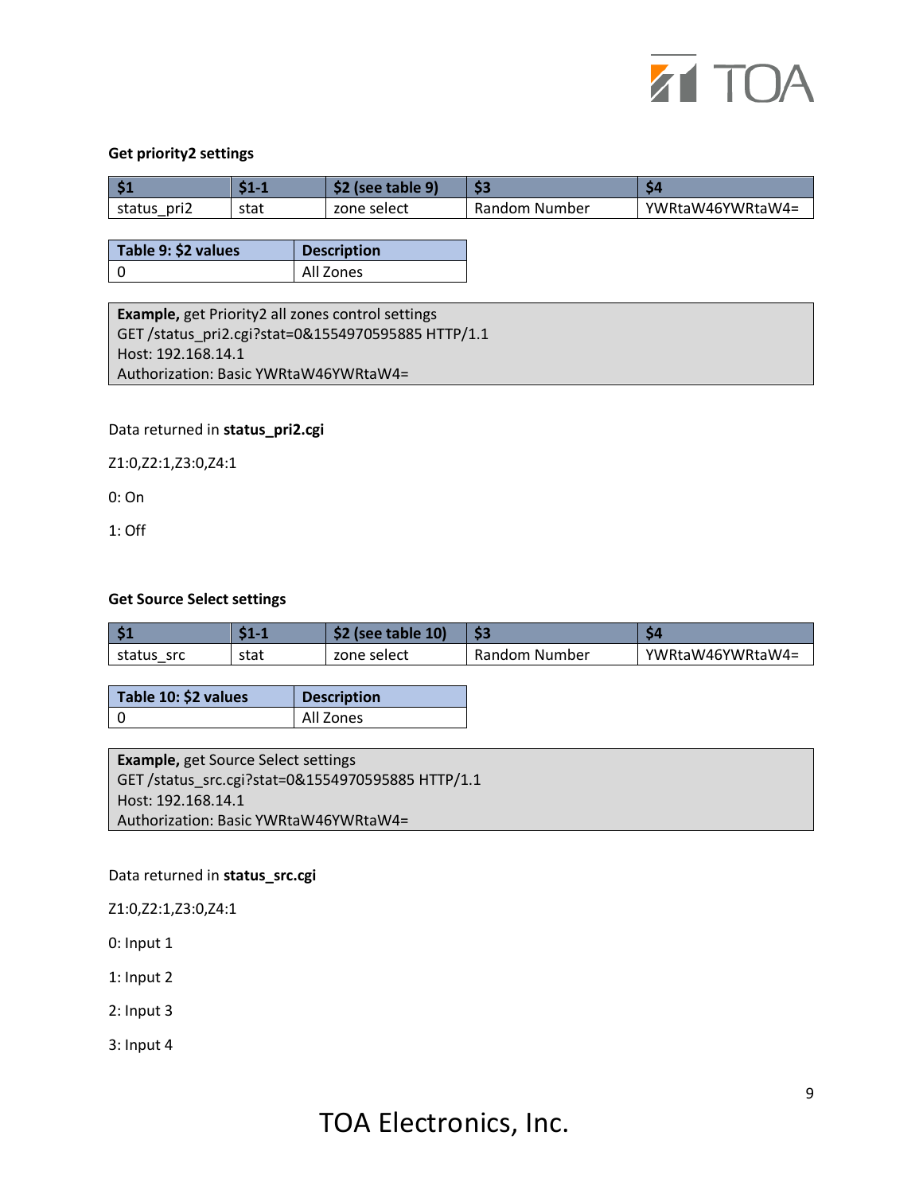**Get priority2 settings**

| $1 | $1-1 | $2 (see table 9) | $3 | $4 |
|---|---|---|---|---|
| status_pri2 | stat | zone select | Random Number | YWRtaW46YWRtaW4= |

| Table 9: $2 values | Description |
|---|---|
| 0 | All Zones |

```
Example, get Priority2 all zones control settings
GET /status_pri2.cgi?stat=0&1554970595885 HTTP/1.1
Host: 192.168.14.1
Authorization: Basic YWRtaW46YWRtaW4=
```

Data returned in **status_pri2.cgi**

Z1:0,Z2:1,Z3:0,Z4:1

0: On

1: Off

**Get Source Select settings**

| $1 | $1-1 | $2 (see table 10) | $3 | $4 |
|---|---|---|---|---|
| status_src | stat | zone select | Random Number | YWRtaW46YWRtaW4= |

| Table 10: $2 values | Description |
|---|---|
| 0 | All Zones |

```
Example, get Source Select settings
GET /status_src.cgi?stat=0&1554970595885 HTTP/1.1
Host: 192.168.14.1
Authorization: Basic YWRtaW46YWRtaW4=
```

Data returned in **status_src.cgi**

Z1:0,Z2:1,Z3:0,Z4:1

0: Input 1

1: Input 2

2: Input 3

3: Input 4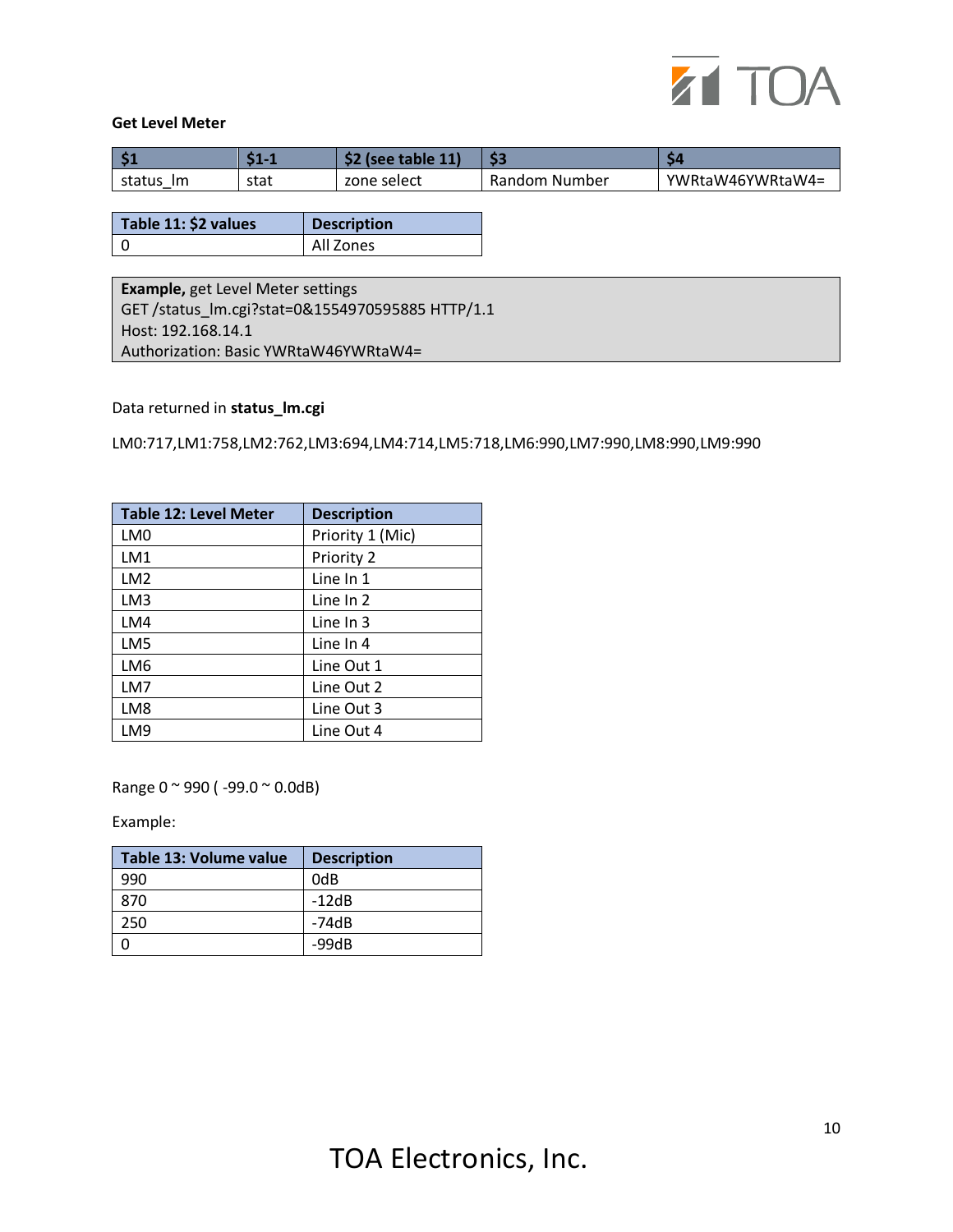**Get Level Meter**

| $1 | $1-1 | $2 (see table 11) | $3 | $4 |
|---|---|---|---|---|
| status_lm | stat | zone select | Random Number | YWRtaW46YWRtaW4= |

| Table 11: $2 values | Description |
|---|---|
| 0 | All Zones |

**Example,** get Level Meter settings
GET /status_lm.cgi?stat=0&1554970595885 HTTP/1.1
Host: 192.168.14.1
Authorization: Basic YWRtaW46YWRtaW4=

Data returned in **status_lm.cgi**

LM0:717,LM1:758,LM2:762,LM3:694,LM4:714,LM5:718,LM6:990,LM7:990,LM8:990,LM9:990

| Table 12: Level Meter | Description |
|---|---|
| LM0 | Priority 1 (Mic) |
| LM1 | Priority 2 |
| LM2 | Line In 1 |
| LM3 | Line In 2 |
| LM4 | Line In 3 |
| LM5 | Line In 4 |
| LM6 | Line Out 1 |
| LM7 | Line Out 2 |
| LM8 | Line Out 3 |
| LM9 | Line Out 4 |

Range 0 ~ 990 ( -99.0 ~ 0.0dB)

Example:

| Table 13: Volume value | Description |
|---|---|
| 990 | 0dB |
| 870 | -12dB |
| 250 | -74dB |
| 0 | -99dB |